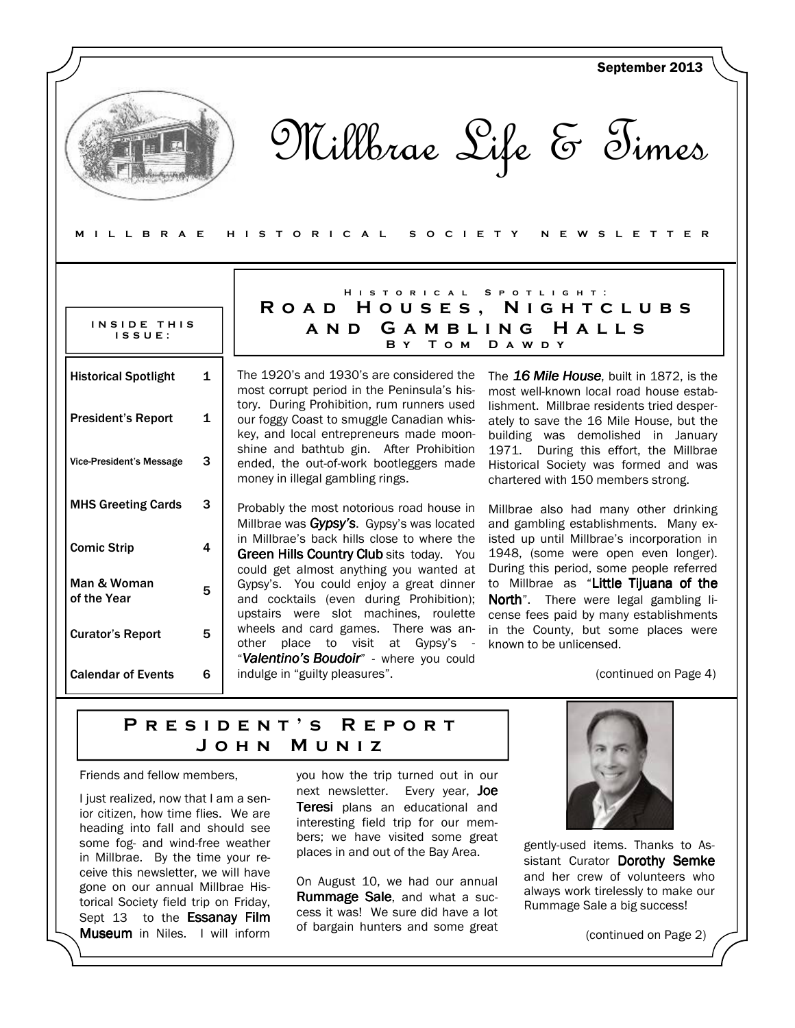September 2013

# Millbrae Life & Times

MILLBRAE HISTORICAL SOCIETY NEWSLETTER

**INSIDE THIS ISSUE:**

| | |
|---|---|
| Historical Spotlight | 1 |
| President's Report | 1 |
| Vice-President's Message | 3 |
| MHS Greeting Cards | 3 |
| Comic Strip | 4 |
| Man & Woman of the Year | 5 |
| Curator's Report | 5 |
| Calendar of Events | 6 |

## Historical Spotlight: Road Houses, Nightclubs and Gambling Halls

### By Tom Dawdy

The 1920's and 1930's are considered the most corrupt period in the Peninsula's history. During Prohibition, rum runners used our foggy Coast to smuggle Canadian whiskey, and local entrepreneurs made moonshine and bathtub gin. After Prohibition ended, the out-of-work bootleggers made money in illegal gambling rings.

Probably the most notorious road house in Millbrae was ***Gypsy's***. Gypsy's was located in Millbrae's back hills close to where the **Green Hills Country Club** sits today. You could get almost anything you wanted at Gypsy's. You could enjoy a great dinner and cocktails (even during Prohibition); upstairs were slot machines, roulette wheels and card games. There was another place to visit at Gypsy's - "***Valentino's Boudoir***" - where you could indulge in "guilty pleasures".

The ***16 Mile House***, built in 1872, is the most well-known local road house establishment. Millbrae residents tried desperately to save the 16 Mile House, but the building was demolished in January 1971. During this effort, the Millbrae Historical Society was formed and was chartered with 150 members strong.

Millbrae also had many other drinking and gambling establishments. Many existed up until Millbrae's incorporation in 1948, (some were open even longer). During this period, some people referred to Millbrae as "**Little Tijuana of the North**". There were legal gambling license fees paid by many establishments in the County, but some places were known to be unlicensed.

(continued on Page 4)

## President's Report

### John Muniz

Friends and fellow members,

I just realized, now that I am a senior citizen, how time flies. We are heading into fall and should see some fog- and wind-free weather in Millbrae. By the time your receive this newsletter, we will have gone on our annual Millbrae Historical Society field trip on Friday, Sept 13 to the **Essanay Film Museum** in Niles. I will inform you how the trip turned out in our next newsletter. Every year, **Joe Teresi** plans an educational and interesting field trip for our members; we have visited some great places in and out of the Bay Area.

On August 10, we had our annual **Rummage Sale**, and what a success it was! We sure did have a lot of bargain hunters and some great gently-used items. Thanks to Assistant Curator **Dorothy Semke** and her crew of volunteers who always work tirelessly to make our Rummage Sale a big success!

(continued on Page 2)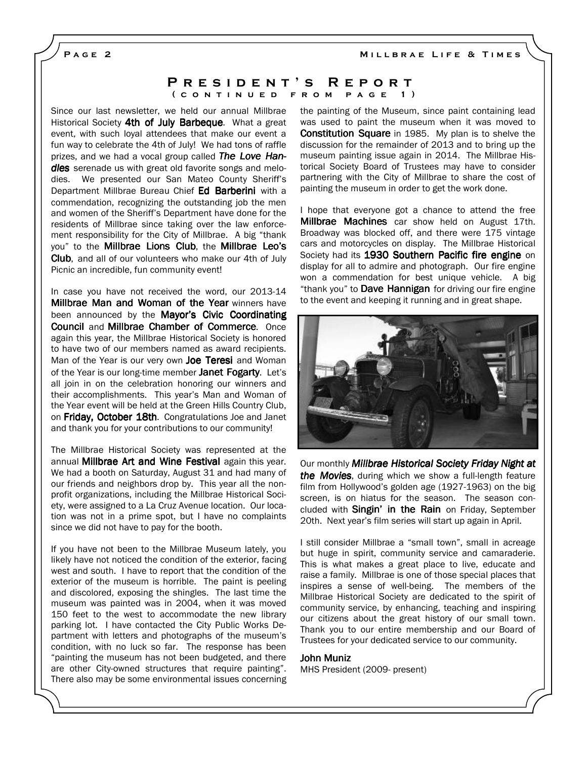## President's Report
### (continued from page 1)

Since our last newsletter, we held our annual Millbrae Historical Society **4th of July Barbeque**. What a great event, with such loyal attendees that make our event a fun way to celebrate the 4th of July! We had tons of raffle prizes, and we had a vocal group called ***The Love Handles*** serenade us with great old favorite songs and melodies. We presented our San Mateo County Sheriff's Department Millbrae Bureau Chief **Ed Barberini** with a commendation, recognizing the outstanding job the men and women of the Sheriff's Department have done for the residents of Millbrae since taking over the law enforcement responsibility for the City of Millbrae. A big "thank you" to the **Millbrae Lions Club**, the **Millbrae Leo's Club**, and all of our volunteers who make our 4th of July Picnic an incredible, fun community event!

In case you have not received the word, our 2013-14 **Millbrae Man and Woman of the Year** winners have been announced by the **Mayor's Civic Coordinating Council** and **Millbrae Chamber of Commerce**. Once again this year, the Millbrae Historical Society is honored to have two of our members named as award recipients. Man of the Year is our very own **Joe Teresi** and Woman of the Year is our long-time member **Janet Fogarty**. Let's all join in on the celebration honoring our winners and their accomplishments. This year's Man and Woman of the Year event will be held at the Green Hills Country Club, on **Friday, October 18th**. Congratulations Joe and Janet and thank you for your contributions to our community!

The Millbrae Historical Society was represented at the annual **Millbrae Art and Wine Festival** again this year. We had a booth on Saturday, August 31 and had many of our friends and neighbors drop by. This year all the nonprofit organizations, including the Millbrae Historical Society, were assigned to a La Cruz Avenue location. Our location was not in a prime spot, but I have no complaints since we did not have to pay for the booth.

If you have not been to the Millbrae Museum lately, you likely have not noticed the condition of the exterior, facing west and south. I have to report that the condition of the exterior of the museum is horrible. The paint is peeling and discolored, exposing the shingles. The last time the museum was painted was in 2004, when it was moved 150 feet to the west to accommodate the new library parking lot. I have contacted the City Public Works Department with letters and photographs of the museum's condition, with no luck so far. The response has been "painting the museum has not been budgeted, and there are other City-owned structures that require painting". There also may be some environmental issues concerning the painting of the Museum, since paint containing lead was used to paint the museum when it was moved to **Constitution Square** in 1985. My plan is to shelve the discussion for the remainder of 2013 and to bring up the museum painting issue again in 2014. The Millbrae Historical Society Board of Trustees may have to consider partnering with the City of Millbrae to share the cost of painting the museum in order to get the work done.

I hope that everyone got a chance to attend the free **Millbrae Machines** car show held on August 17th. Broadway was blocked off, and there were 175 vintage cars and motorcycles on display. The Millbrae Historical Society had its **1930 Southern Pacific fire engine** on display for all to admire and photograph. Our fire engine won a commendation for best unique vehicle. A big "thank you" to **Dave Hannigan** for driving our fire engine to the event and keeping it running and in great shape.

Our monthly ***Millbrae Historical Society Friday Night at the Movies***, during which we show a full-length feature film from Hollywood's golden age (1927-1963) on the big screen, is on hiatus for the season. The season concluded with **Singin' in the Rain** on Friday, September 20th. Next year's film series will start up again in April.

I still consider Millbrae a "small town", small in acreage but huge in spirit, community service and camaraderie. This is what makes a great place to live, educate and raise a family. Millbrae is one of those special places that inspires a sense of well-being. The members of the Millbrae Historical Society are dedicated to the spirit of community service, by enhancing, teaching and inspiring our citizens about the great history of our small town. Thank you to our entire membership and our Board of Trustees for your dedicated service to our community.

**John Muniz**
MHS President (2009- present)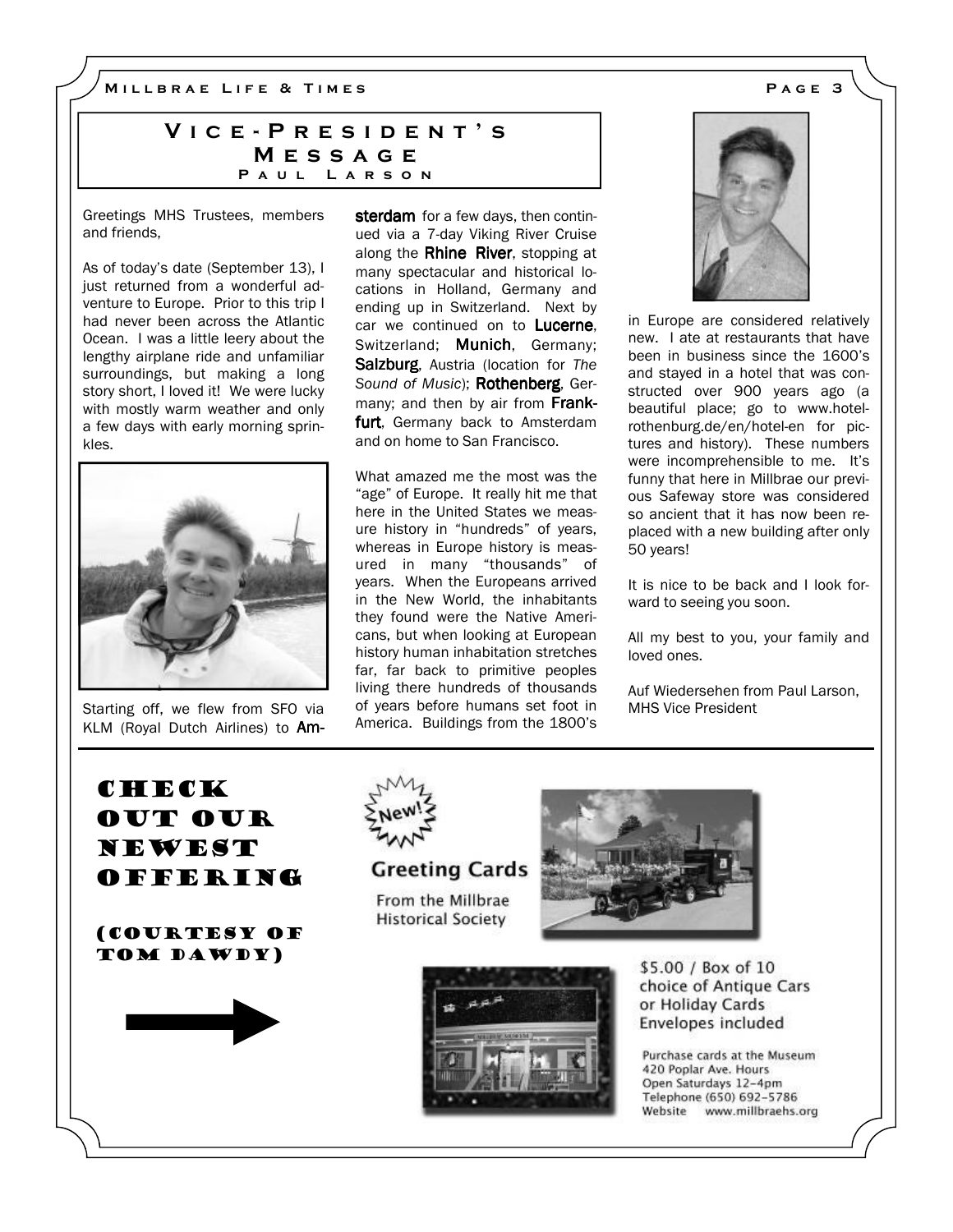## Vice-President's Message

### Paul Larson

Greetings MHS Trustees, members and friends,

As of today's date (September 13), I just returned from a wonderful adventure to Europe. Prior to this trip I had never been across the Atlantic Ocean. I was a little leery about the lengthy airplane ride and unfamiliar surroundings, but making a long story short, I loved it! We were lucky with mostly warm weather and only a few days with early morning sprinkles.

Starting off, we flew from SFO via KLM (Royal Dutch Airlines) to **Amsterdam** for a few days, then continued via a 7-day Viking River Cruise along the **Rhine River**, stopping at many spectacular and historical locations in Holland, Germany and ending up in Switzerland. Next by car we continued on to **Lucerne**, Switzerland; **Munich**, Germany; **Salzburg**, Austria (location for *The Sound of Music*); **Rothenberg**, Germany; and then by air from **Frankfurt**, Germany back to Amsterdam and on home to San Francisco.

What amazed me the most was the "age" of Europe. It really hit me that here in the United States we measure history in "hundreds" of years, whereas in Europe history is measured in many "thousands" of years. When the Europeans arrived in the New World, the inhabitants they found were the Native Americans, but when looking at European history human inhabitation stretches far, far back to primitive peoples living there hundreds of thousands of years before humans set foot in America. Buildings from the 1800's in Europe are considered relatively new. I ate at restaurants that have been in business since the 1600's and stayed in a hotel that was constructed over 900 years ago (a beautiful place; go to www.hotel-rothenburg.de/en/hotel-en for pictures and history). These numbers were incomprehensible to me. It's funny that here in Millbrae our previous Safeway store was considered so ancient that it has now been replaced with a new building after only 50 years!

It is nice to be back and I look forward to seeing you soon.

All my best to you, your family and loved ones.

Auf Wiedersehen from Paul Larson,
MHS Vice President

---

## Check Out Our Newest Offering

(Courtesy of Tom Dawdy)

New!

**Greeting Cards**

From the Millbrae Historical Society

$5.00 / Box of 10
choice of Antique Cars or Holiday Cards
Envelopes included

Purchase cards at the Museum
420 Poplar Ave. Hours
Open Saturdays 12–4pm
Telephone (650) 692-5786
Website www.millbraehs.org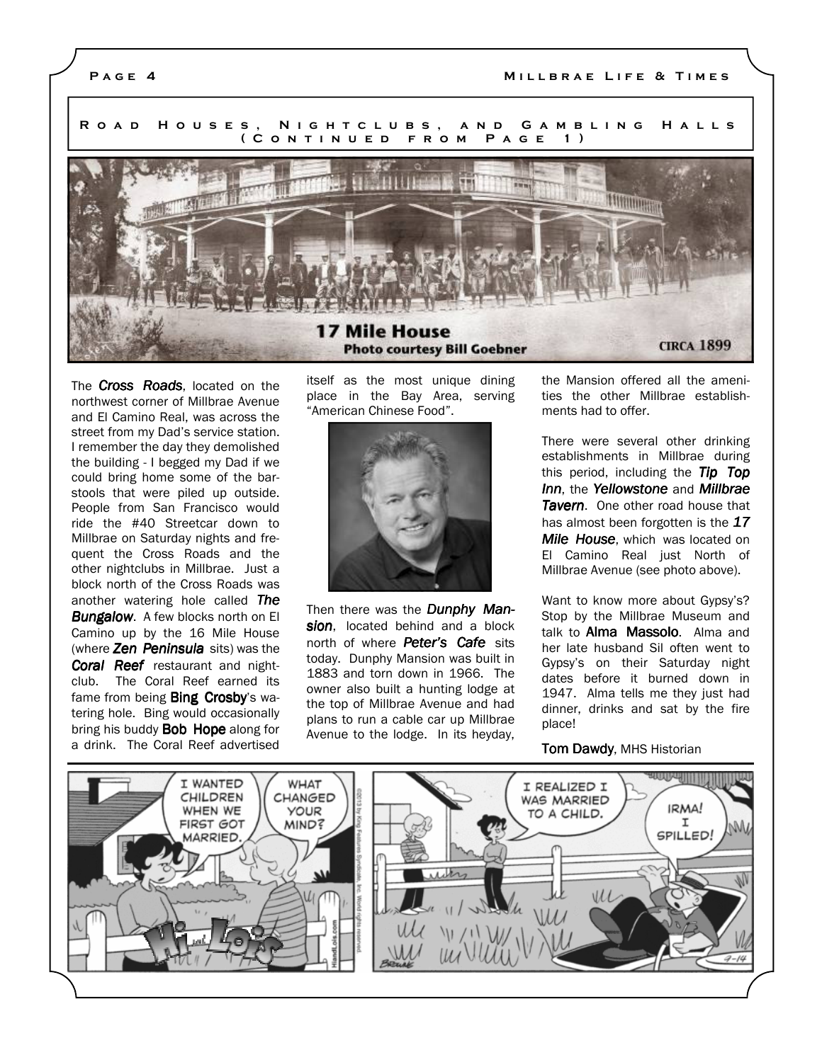## Road Houses, Nightclubs, and Gambling Halls (Continued from Page 1)

**17 Mile House**
**Photo courtesy Bill Goebner**
**CIRCA 1899**

The ***Cross Roads***, located on the northwest corner of Millbrae Avenue and El Camino Real, was across the street from my Dad's service station. I remember the day they demolished the building - I begged my Dad if we could bring home some of the bar-stools that were piled up outside. People from San Francisco would ride the #40 Streetcar down to Millbrae on Saturday nights and frequent the Cross Roads and the other nightclubs in Millbrae. Just a block north of the Cross Roads was another watering hole called ***The Bungalow***. A few blocks north on El Camino up by the 16 Mile House (where ***Zen Peninsula*** sits) was the ***Coral Reef*** restaurant and nightclub. The Coral Reef earned its fame from being **Bing Crosby**'s watering hole. Bing would occasionally bring his buddy **Bob Hope** along for a drink. The Coral Reef advertised itself as the most unique dining place in the Bay Area, serving "American Chinese Food".

Then there was the ***Dunphy Mansion***, located behind and a block north of where ***Peter's Cafe*** sits today. Dunphy Mansion was built in 1883 and torn down in 1966. The owner also built a hunting lodge at the top of Millbrae Avenue and had plans to run a cable car up Millbrae Avenue to the lodge. In its heyday, the Mansion offered all the amenities the other Millbrae establishments had to offer.

There were several other drinking establishments in Millbrae during this period, including the ***Tip Top Inn***, the ***Yellowstone*** and ***Millbrae Tavern***. One other road house that has almost been forgotten is the ***17 Mile House***, which was located on El Camino Real just North of Millbrae Avenue (see photo above).

Want to know more about Gypsy's? Stop by the Millbrae Museum and talk to **Alma Massolo**. Alma and her late husband Sil often went to Gypsy's on their Saturday night dates before it burned down in 1947. Alma tells me they just had dinner, drinks and sat by the fire place!

**Tom Dawdy**, MHS Historian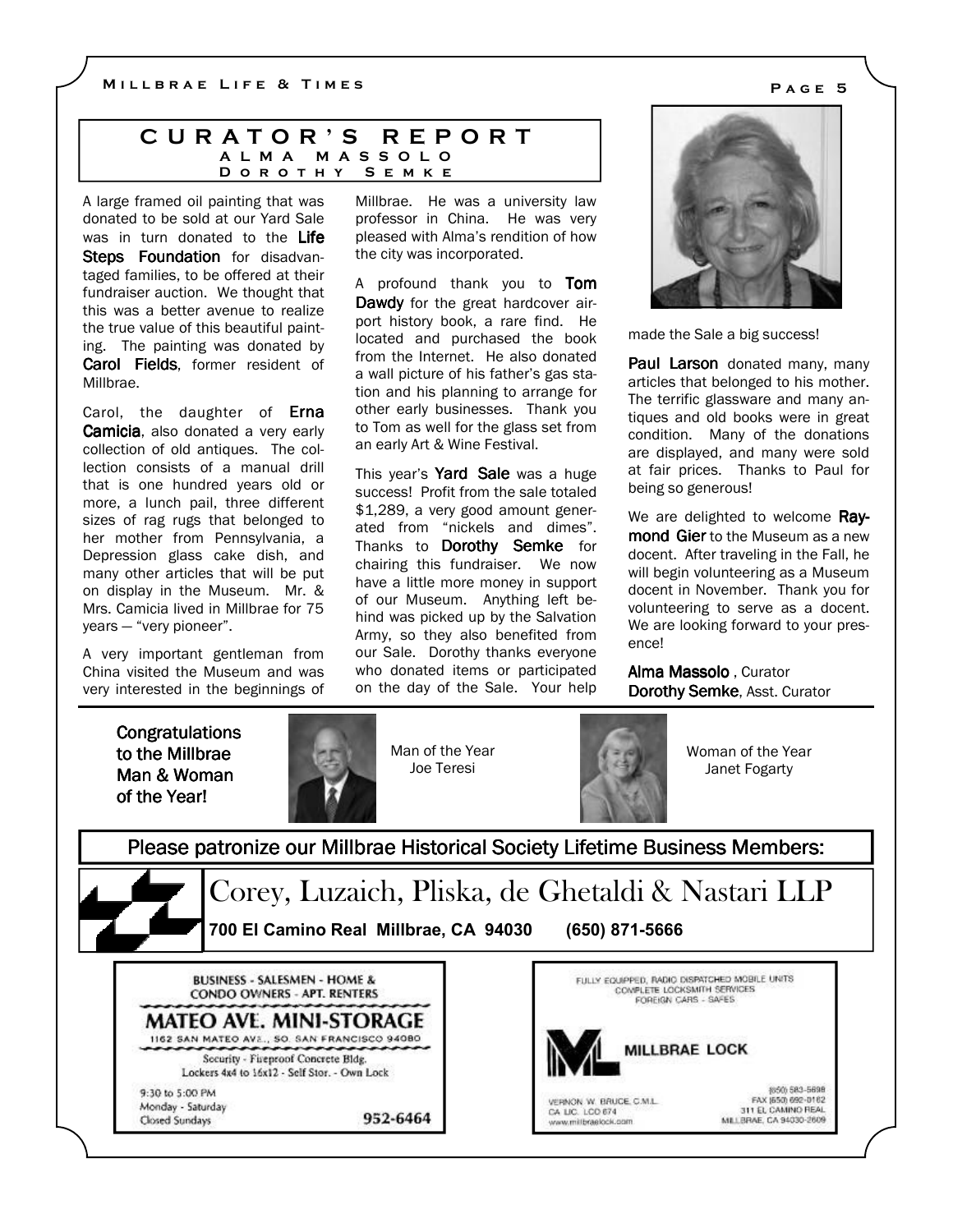## CURATOR'S REPORT

### ALMA MASSOLO
### DOROTHY SEMKE

A large framed oil painting that was donated to be sold at our Yard Sale was in turn donated to the **Life Steps Foundation** for disadvantaged families, to be offered at their fundraiser auction. We thought that this was a better avenue to realize the true value of this beautiful painting. The painting was donated by **Carol Fields**, former resident of Millbrae.

Carol, the daughter of **Erna Camicia**, also donated a very early collection of old antiques. The collection consists of a manual drill that is one hundred years old or more, a lunch pail, three different sizes of rag rugs that belonged to her mother from Pennsylvania, a Depression glass cake dish, and many other articles that will be put on display in the Museum. Mr. & Mrs. Camicia lived in Millbrae for 75 years — "very pioneer".

A very important gentleman from China visited the Museum and was very interested in the beginnings of Millbrae. He was a university law professor in China. He was very pleased with Alma's rendition of how the city was incorporated.

A profound thank you to **Tom Dawdy** for the great hardcover airport history book, a rare find. He located and purchased the book from the Internet. He also donated a wall picture of his father's gas station and his planning to arrange for other early businesses. Thank you to Tom as well for the glass set from an early Art & Wine Festival.

This year's **Yard Sale** was a huge success! Profit from the sale totaled $1,289, a very good amount generated from "nickels and dimes". Thanks to **Dorothy Semke** for chairing this fundraiser. We now have a little more money in support of our Museum. Anything left behind was picked up by the Salvation Army, so they also benefited from our Sale. Dorothy thanks everyone who donated items or participated on the day of the Sale. Your help made the Sale a big success!

**Paul Larson** donated many, many articles that belonged to his mother. The terrific glassware and many antiques and old books were in great condition. Many of the donations are displayed, and many were sold at fair prices. Thanks to Paul for being so generous!

We are delighted to welcome **Raymond Gier** to the Museum as a new docent. After traveling in the Fall, he will begin volunteering as a Museum docent in November. Thank you for volunteering to serve as a docent. We are looking forward to your presence!

**Alma Massolo**, Curator
**Dorothy Semke**, Asst. Curator

---

**Congratulations to the Millbrae Man & Woman of the Year!**

Man of the Year
Joe Teresi

Woman of the Year
Janet Fogarty

---

**Please patronize our Millbrae Historical Society Lifetime Business Members:**

Corey, Luzaich, Pliska, de Ghetaldi & Nastari LLP
**700 El Camino Real Millbrae, CA 94030 (650) 871-5666**

BUSINESS - SALESMEN - HOME & CONDO OWNERS - APT. RENTERS
**MATEO AVE. MINI-STORAGE**
1162 SAN MATEO AVE., SO. SAN FRANCISCO 94080
Security - Fireproof Concrete Bldg.
Lockers 4x4 to 16x12 - Self Stor. - Own Lock
9:30 to 5:00 PM
Monday - Saturday
Closed Sundays
952-6464

FULLY EQUIPPED, RADIO DISPATCHED MOBILE UNITS
COMPLETE LOCKSMITH SERVICES
FOREIGN CARS - SAFES
**MILLBRAE LOCK**
VERNON W. BRUCE, C.M.L.
CA LIC. LCO 674
www.millbraelock.com
(650) 583-5698
FAX (650) 692-0162
311 EL CAMINO REAL
MILLBRAE, CA 94030-2609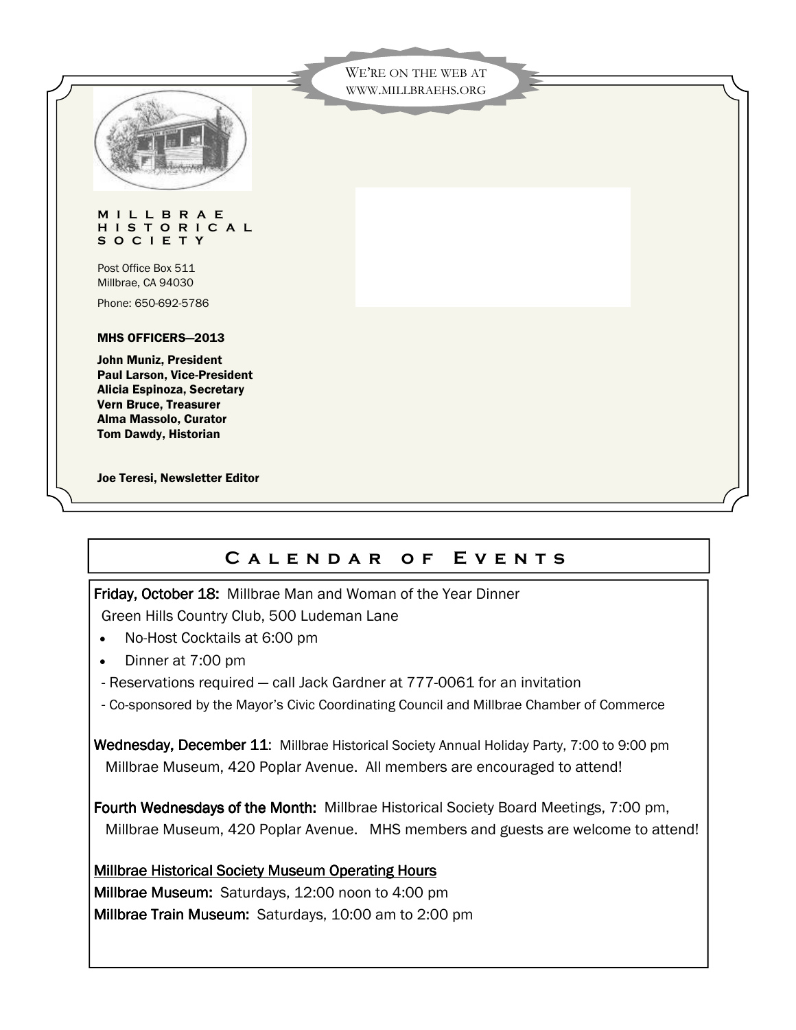We're on the web at www.millbraehs.org

**MILLBRAE HISTORICAL SOCIETY**

Post Office Box 511
Millbrae, CA 94030

Phone: 650-692-5786

**MHS OFFICERS—2013**

**John Muniz, President**
**Paul Larson, Vice-President**
**Alicia Espinoza, Secretary**
**Vern Bruce, Treasurer**
**Alma Massolo, Curator**
**Tom Dawdy, Historian**

**Joe Teresi, Newsletter Editor**

## Calendar of Events

**Friday, October 18:** Millbrae Man and Woman of the Year Dinner
Green Hills Country Club, 500 Ludeman Lane

- No-Host Cocktails at 6:00 pm
- Dinner at 7:00 pm

- Reservations required — call Jack Gardner at 777-0061 for an invitation
- Co-sponsored by the Mayor's Civic Coordinating Council and Millbrae Chamber of Commerce

**Wednesday, December 11:** Millbrae Historical Society Annual Holiday Party, 7:00 to 9:00 pm
Millbrae Museum, 420 Poplar Avenue. All members are encouraged to attend!

**Fourth Wednesdays of the Month:** Millbrae Historical Society Board Meetings, 7:00 pm,
Millbrae Museum, 420 Poplar Avenue. MHS members and guests are welcome to attend!

Millbrae Historical Society Museum Operating Hours

**Millbrae Museum:** Saturdays, 12:00 noon to 4:00 pm
**Millbrae Train Museum:** Saturdays, 10:00 am to 2:00 pm